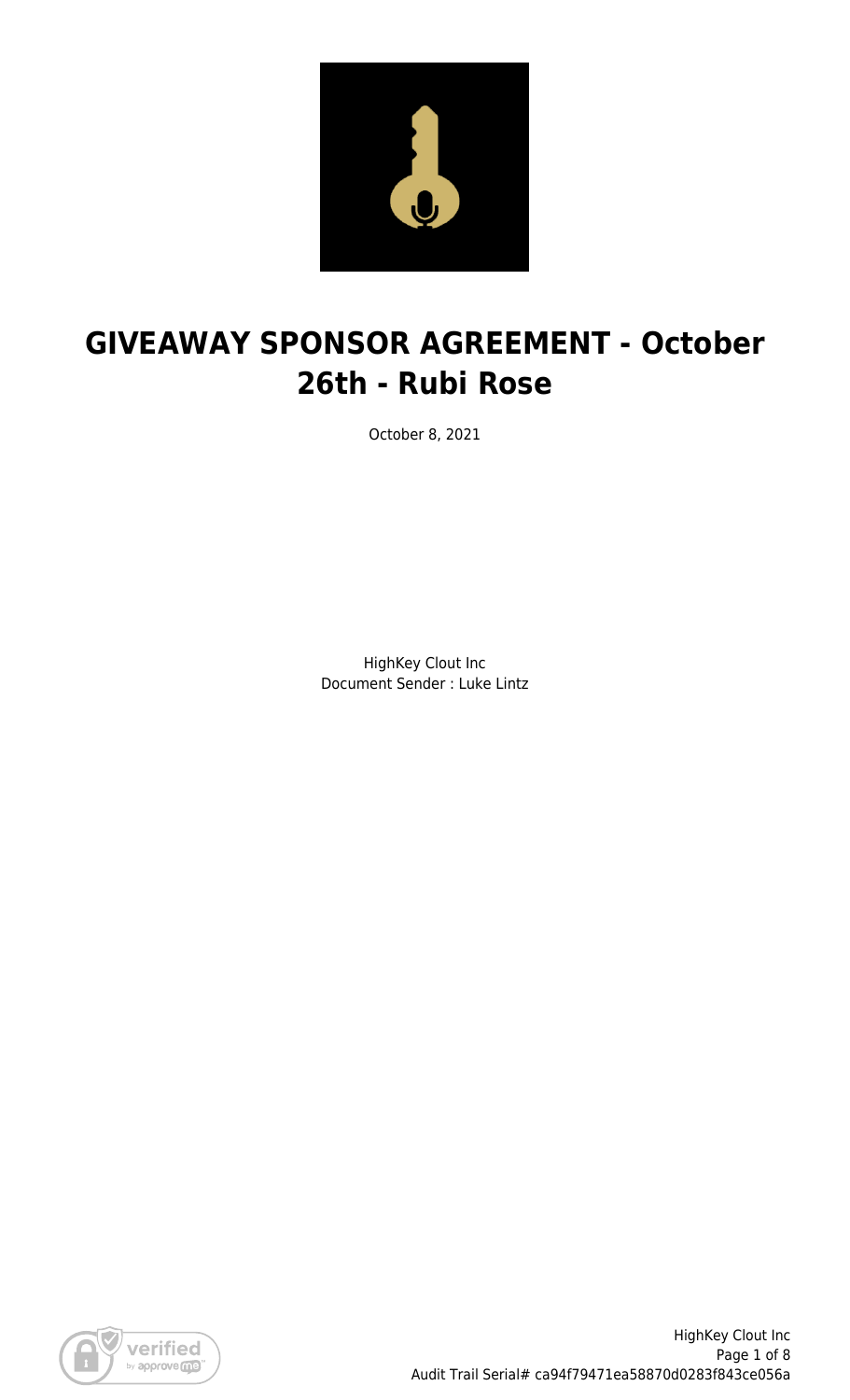# GIVEAWAY SPONSOR AGREEMENT - October 26th - Rubi Rose

October 8, 2021

HighKey Clout Inc
Document Sender : Luke Lintz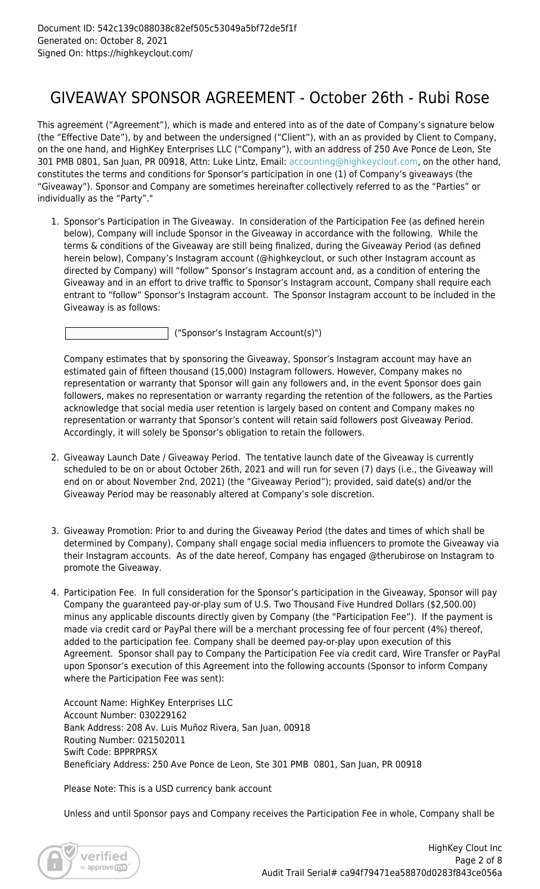Document ID: 542c139c088038c82ef505c53049a5bf72de5f1f
Generated on: October 8, 2021
Signed On: https://highkeyclout.com/

# GIVEAWAY SPONSOR AGREEMENT - October 26th - Rubi Rose

This agreement ("Agreement"), which is made and entered into as of the date of Company's signature below (the "Effective Date"), by and between the undersigned ("Client"), with an as provided by Client to Company, on the one hand, and HighKey Enterprises LLC ("Company"), with an address of 250 Ave Ponce de Leon, Ste 301 PMB 0801, San Juan, PR 00918, Attn: Luke Lintz, Email: accounting@highkeyclout.com, on the other hand, constitutes the terms and conditions for Sponsor's participation in one (1) of Company's giveaways (the "Giveaway"). Sponsor and Company are sometimes hereinafter collectively referred to as the "Parties" or individually as the "Party"."

1. Sponsor's Participation in The Giveaway. In consideration of the Participation Fee (as defined herein below), Company will include Sponsor in the Giveaway in accordance with the following. While the terms & conditions of the Giveaway are still being finalized, during the Giveaway Period (as defined herein below), Company's Instagram account (@highkeyclout, or such other Instagram account as directed by Company) will "follow" Sponsor's Instagram account and, as a condition of entering the Giveaway and in an effort to drive traffic to Sponsor's Instagram account, Company shall require each entrant to "follow" Sponsor's Instagram account. The Sponsor Instagram account to be included in the Giveaway is as follows:

   ____________________ ("Sponsor's Instagram Account(s)")

   Company estimates that by sponsoring the Giveaway, Sponsor's Instagram account may have an estimated gain of fifteen thousand (15,000) Instagram followers. However, Company makes no representation or warranty that Sponsor will gain any followers and, in the event Sponsor does gain followers, makes no representation or warranty regarding the retention of the followers, as the Parties acknowledge that social media user retention is largely based on content and Company makes no representation or warranty that Sponsor's content will retain said followers post Giveaway Period. Accordingly, it will solely be Sponsor's obligation to retain the followers.

2. Giveaway Launch Date / Giveaway Period. The tentative launch date of the Giveaway is currently scheduled to be on or about October 26th, 2021 and will run for seven (7) days (i.e., the Giveaway will end on or about November 2nd, 2021) (the "Giveaway Period"); provided, said date(s) and/or the Giveaway Period may be reasonably altered at Company's sole discretion.

3. Giveaway Promotion: Prior to and during the Giveaway Period (the dates and times of which shall be determined by Company), Company shall engage social media influencers to promote the Giveaway via their Instagram accounts. As of the date hereof, Company has engaged @therubirose on Instagram to promote the Giveaway.

4. Participation Fee. In full consideration for the Sponsor's participation in the Giveaway, Sponsor will pay Company the guaranteed pay-or-play sum of U.S. Two Thousand Five Hundred Dollars ($2,500.00) minus any applicable discounts directly given by Company (the "Participation Fee"). If the payment is made via credit card or PayPal there will be a merchant processing fee of four percent (4%) thereof, added to the participation fee. Company shall be deemed pay-or-play upon execution of this Agreement. Sponsor shall pay to Company the Participation Fee via credit card, Wire Transfer or PayPal upon Sponsor's execution of this Agreement into the following accounts (Sponsor to inform Company where the Participation Fee was sent):

   Account Name: HighKey Enterprises LLC
   Account Number: 030229162
   Bank Address: 208 Av. Luis Muñoz Rivera, San Juan, 00918
   Routing Number: 021502011
   Swift Code: BPPRPRSX
   Beneficiary Address: 250 Ave Ponce de Leon, Ste 301 PMB 0801, San Juan, PR 00918

   Please Note: This is a USD currency bank account

   Unless and until Sponsor pays and Company receives the Participation Fee in whole, Company shall be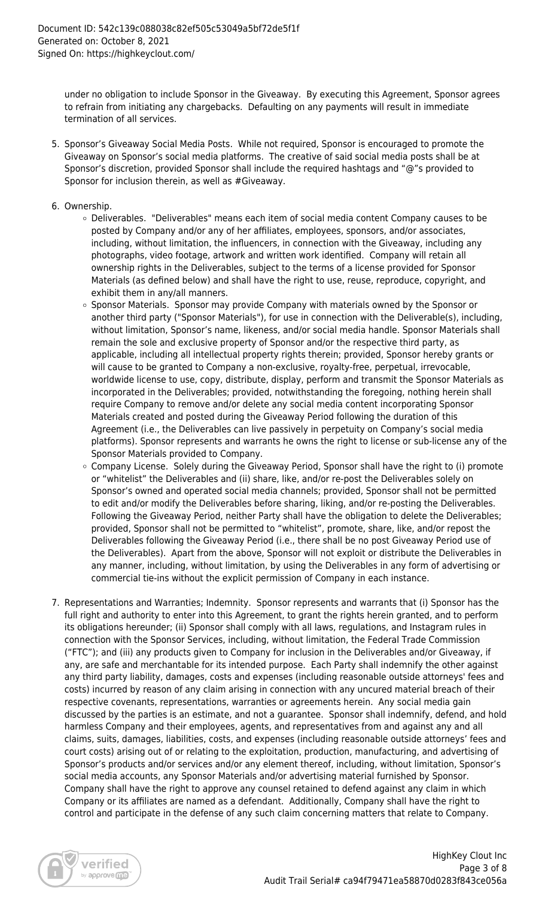under no obligation to include Sponsor in the Giveaway. By executing this Agreement, Sponsor agrees to refrain from initiating any chargebacks. Defaulting on any payments will result in immediate termination of all services.

5. Sponsor's Giveaway Social Media Posts. While not required, Sponsor is encouraged to promote the Giveaway on Sponsor's social media platforms. The creative of said social media posts shall be at Sponsor's discretion, provided Sponsor shall include the required hashtags and "@"s provided to Sponsor for inclusion therein, as well as #Giveaway.

6. Ownership.
   - Deliverables. "Deliverables" means each item of social media content Company causes to be posted by Company and/or any of her affiliates, employees, sponsors, and/or associates, including, without limitation, the influencers, in connection with the Giveaway, including any photographs, video footage, artwork and written work identified. Company will retain all ownership rights in the Deliverables, subject to the terms of a license provided for Sponsor Materials (as defined below) and shall have the right to use, reuse, reproduce, copyright, and exhibit them in any/all manners.
   - Sponsor Materials. Sponsor may provide Company with materials owned by the Sponsor or another third party ("Sponsor Materials"), for use in connection with the Deliverable(s), including, without limitation, Sponsor's name, likeness, and/or social media handle. Sponsor Materials shall remain the sole and exclusive property of Sponsor and/or the respective third party, as applicable, including all intellectual property rights therein; provided, Sponsor hereby grants or will cause to be granted to Company a non-exclusive, royalty-free, perpetual, irrevocable, worldwide license to use, copy, distribute, display, perform and transmit the Sponsor Materials as incorporated in the Deliverables; provided, notwithstanding the foregoing, nothing herein shall require Company to remove and/or delete any social media content incorporating Sponsor Materials created and posted during the Giveaway Period following the duration of this Agreement (i.e., the Deliverables can live passively in perpetuity on Company's social media platforms). Sponsor represents and warrants he owns the right to license or sub-license any of the Sponsor Materials provided to Company.
   - Company License. Solely during the Giveaway Period, Sponsor shall have the right to (i) promote or "whitelist" the Deliverables and (ii) share, like, and/or re-post the Deliverables solely on Sponsor's owned and operated social media channels; provided, Sponsor shall not be permitted to edit and/or modify the Deliverables before sharing, liking, and/or re-posting the Deliverables. Following the Giveaway Period, neither Party shall have the obligation to delete the Deliverables; provided, Sponsor shall not be permitted to "whitelist", promote, share, like, and/or repost the Deliverables following the Giveaway Period (i.e., there shall be no post Giveaway Period use of the Deliverables). Apart from the above, Sponsor will not exploit or distribute the Deliverables in any manner, including, without limitation, by using the Deliverables in any form of advertising or commercial tie-ins without the explicit permission of Company in each instance.

7. Representations and Warranties; Indemnity. Sponsor represents and warrants that (i) Sponsor has the full right and authority to enter into this Agreement, to grant the rights herein granted, and to perform its obligations hereunder; (ii) Sponsor shall comply with all laws, regulations, and Instagram rules in connection with the Sponsor Services, including, without limitation, the Federal Trade Commission ("FTC"); and (iii) any products given to Company for inclusion in the Deliverables and/or Giveaway, if any, are safe and merchantable for its intended purpose. Each Party shall indemnify the other against any third party liability, damages, costs and expenses (including reasonable outside attorneys' fees and costs) incurred by reason of any claim arising in connection with any uncured material breach of their respective covenants, representations, warranties or agreements herein. Any social media gain discussed by the parties is an estimate, and not a guarantee. Sponsor shall indemnify, defend, and hold harmless Company and their employees, agents, and representatives from and against any and all claims, suits, damages, liabilities, costs, and expenses (including reasonable outside attorneys' fees and court costs) arising out of or relating to the exploitation, production, manufacturing, and advertising of Sponsor's products and/or services and/or any element thereof, including, without limitation, Sponsor's social media accounts, any Sponsor Materials and/or advertising material furnished by Sponsor. Company shall have the right to approve any counsel retained to defend against any claim in which Company or its affiliates are named as a defendant. Additionally, Company shall have the right to control and participate in the defense of any such claim concerning matters that relate to Company.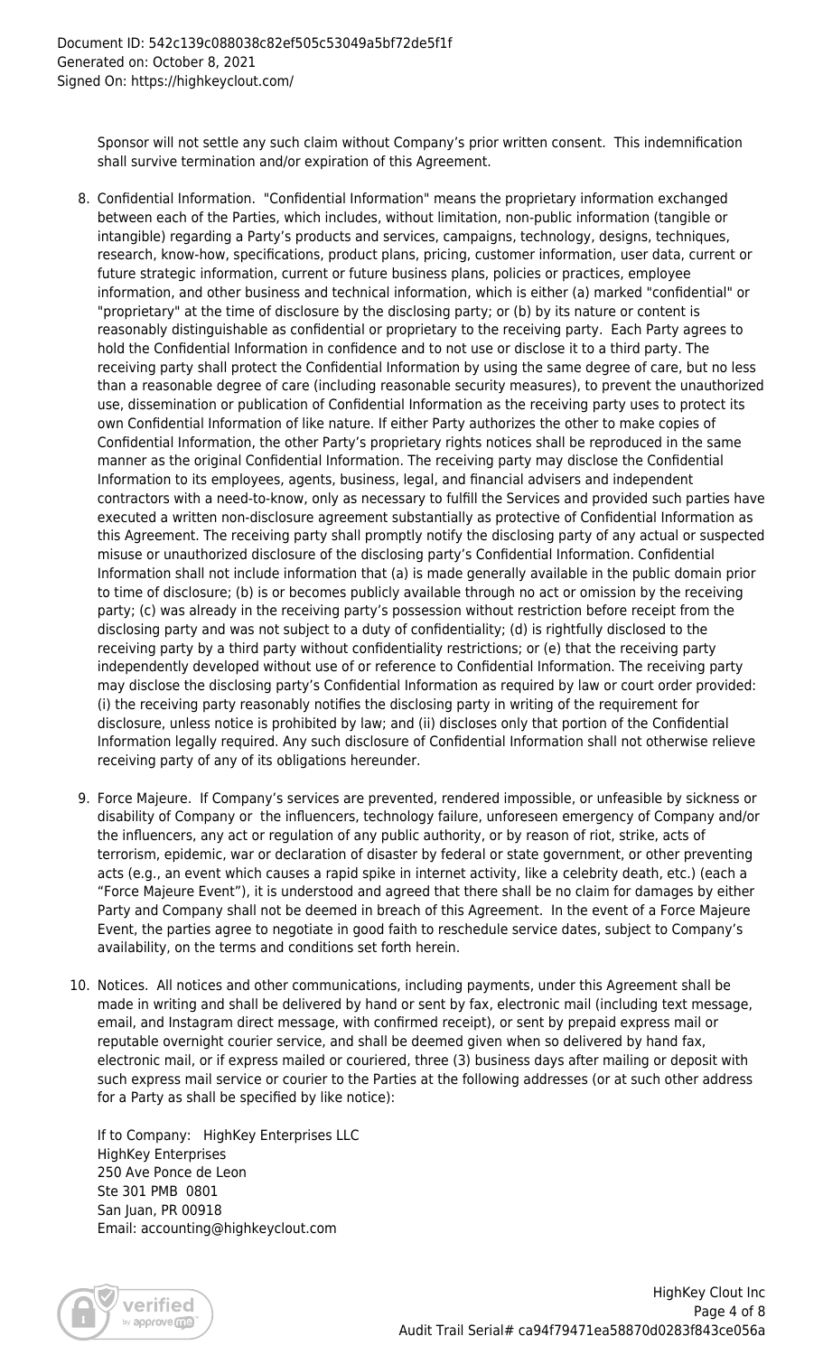Sponsor will not settle any such claim without Company's prior written consent. This indemnification shall survive termination and/or expiration of this Agreement.

8. Confidential Information. "Confidential Information" means the proprietary information exchanged between each of the Parties, which includes, without limitation, non-public information (tangible or intangible) regarding a Party's products and services, campaigns, technology, designs, techniques, research, know-how, specifications, product plans, pricing, customer information, user data, current or future strategic information, current or future business plans, policies or practices, employee information, and other business and technical information, which is either (a) marked "confidential" or "proprietary" at the time of disclosure by the disclosing party; or (b) by its nature or content is reasonably distinguishable as confidential or proprietary to the receiving party. Each Party agrees to hold the Confidential Information in confidence and to not use or disclose it to a third party. The receiving party shall protect the Confidential Information by using the same degree of care, but no less than a reasonable degree of care (including reasonable security measures), to prevent the unauthorized use, dissemination or publication of Confidential Information as the receiving party uses to protect its own Confidential Information of like nature. If either Party authorizes the other to make copies of Confidential Information, the other Party's proprietary rights notices shall be reproduced in the same manner as the original Confidential Information. The receiving party may disclose the Confidential Information to its employees, agents, business, legal, and financial advisers and independent contractors with a need-to-know, only as necessary to fulfill the Services and provided such parties have executed a written non-disclosure agreement substantially as protective of Confidential Information as this Agreement. The receiving party shall promptly notify the disclosing party of any actual or suspected misuse or unauthorized disclosure of the disclosing party's Confidential Information. Confidential Information shall not include information that (a) is made generally available in the public domain prior to time of disclosure; (b) is or becomes publicly available through no act or omission by the receiving party; (c) was already in the receiving party's possession without restriction before receipt from the disclosing party and was not subject to a duty of confidentiality; (d) is rightfully disclosed to the receiving party by a third party without confidentiality restrictions; or (e) that the receiving party independently developed without use of or reference to Confidential Information. The receiving party may disclose the disclosing party's Confidential Information as required by law or court order provided: (i) the receiving party reasonably notifies the disclosing party in writing of the requirement for disclosure, unless notice is prohibited by law; and (ii) discloses only that portion of the Confidential Information legally required. Any such disclosure of Confidential Information shall not otherwise relieve receiving party of any of its obligations hereunder.

9. Force Majeure. If Company's services are prevented, rendered impossible, or unfeasible by sickness or disability of Company or the influencers, technology failure, unforeseen emergency of Company and/or the influencers, any act or regulation of any public authority, or by reason of riot, strike, acts of terrorism, epidemic, war or declaration of disaster by federal or state government, or other preventing acts (e.g., an event which causes a rapid spike in internet activity, like a celebrity death, etc.) (each a "Force Majeure Event"), it is understood and agreed that there shall be no claim for damages by either Party and Company shall not be deemed in breach of this Agreement. In the event of a Force Majeure Event, the parties agree to negotiate in good faith to reschedule service dates, subject to Company's availability, on the terms and conditions set forth herein.

10. Notices. All notices and other communications, including payments, under this Agreement shall be made in writing and shall be delivered by hand or sent by fax, electronic mail (including text message, email, and Instagram direct message, with confirmed receipt), or sent by prepaid express mail or reputable overnight courier service, and shall be deemed given when so delivered by hand fax, electronic mail, or if express mailed or couriered, three (3) business days after mailing or deposit with such express mail service or courier to the Parties at the following addresses (or at such other address for a Party as shall be specified by like notice):

    If to Company: HighKey Enterprises LLC
    HighKey Enterprises
    250 Ave Ponce de Leon
    Ste 301 PMB 0801
    San Juan, PR 00918
    Email: accounting@highkeyclout.com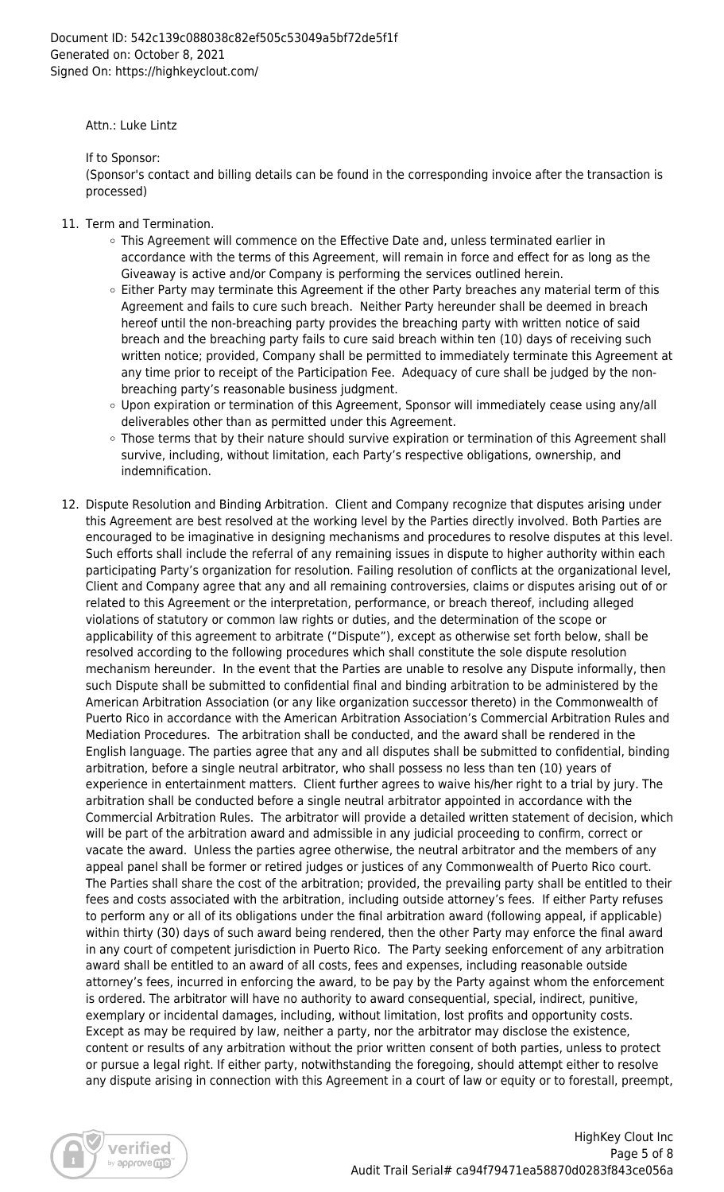Attn.: Luke Lintz

If to Sponsor:
(Sponsor's contact and billing details can be found in the corresponding invoice after the transaction is processed)

11. Term and Termination.
    - This Agreement will commence on the Effective Date and, unless terminated earlier in accordance with the terms of this Agreement, will remain in force and effect for as long as the Giveaway is active and/or Company is performing the services outlined herein.
    - Either Party may terminate this Agreement if the other Party breaches any material term of this Agreement and fails to cure such breach. Neither Party hereunder shall be deemed in breach hereof until the non-breaching party provides the breaching party with written notice of said breach and the breaching party fails to cure said breach within ten (10) days of receiving such written notice; provided, Company shall be permitted to immediately terminate this Agreement at any time prior to receipt of the Participation Fee. Adequacy of cure shall be judged by the non-breaching party's reasonable business judgment.
    - Upon expiration or termination of this Agreement, Sponsor will immediately cease using any/all deliverables other than as permitted under this Agreement.
    - Those terms that by their nature should survive expiration or termination of this Agreement shall survive, including, without limitation, each Party's respective obligations, ownership, and indemnification.

12. Dispute Resolution and Binding Arbitration. Client and Company recognize that disputes arising under this Agreement are best resolved at the working level by the Parties directly involved. Both Parties are encouraged to be imaginative in designing mechanisms and procedures to resolve disputes at this level. Such efforts shall include the referral of any remaining issues in dispute to higher authority within each participating Party's organization for resolution. Failing resolution of conflicts at the organizational level, Client and Company agree that any and all remaining controversies, claims or disputes arising out of or related to this Agreement or the interpretation, performance, or breach thereof, including alleged violations of statutory or common law rights or duties, and the determination of the scope or applicability of this agreement to arbitrate ("Dispute"), except as otherwise set forth below, shall be resolved according to the following procedures which shall constitute the sole dispute resolution mechanism hereunder. In the event that the Parties are unable to resolve any Dispute informally, then such Dispute shall be submitted to confidential final and binding arbitration to be administered by the American Arbitration Association (or any like organization successor thereto) in the Commonwealth of Puerto Rico in accordance with the American Arbitration Association's Commercial Arbitration Rules and Mediation Procedures. The arbitration shall be conducted, and the award shall be rendered in the English language. The parties agree that any and all disputes shall be submitted to confidential, binding arbitration, before a single neutral arbitrator, who shall possess no less than ten (10) years of experience in entertainment matters. Client further agrees to waive his/her right to a trial by jury. The arbitration shall be conducted before a single neutral arbitrator appointed in accordance with the Commercial Arbitration Rules. The arbitrator will provide a detailed written statement of decision, which will be part of the arbitration award and admissible in any judicial proceeding to confirm, correct or vacate the award. Unless the parties agree otherwise, the neutral arbitrator and the members of any appeal panel shall be former or retired judges or justices of any Commonwealth of Puerto Rico court. The Parties shall share the cost of the arbitration; provided, the prevailing party shall be entitled to their fees and costs associated with the arbitration, including outside attorney's fees. If either Party refuses to perform any or all of its obligations under the final arbitration award (following appeal, if applicable) within thirty (30) days of such award being rendered, then the other Party may enforce the final award in any court of competent jurisdiction in Puerto Rico. The Party seeking enforcement of any arbitration award shall be entitled to an award of all costs, fees and expenses, including reasonable outside attorney's fees, incurred in enforcing the award, to be pay by the Party against whom the enforcement is ordered. The arbitrator will have no authority to award consequential, special, indirect, punitive, exemplary or incidental damages, including, without limitation, lost profits and opportunity costs. Except as may be required by law, neither a party, nor the arbitrator may disclose the existence, content or results of any arbitration without the prior written consent of both parties, unless to protect or pursue a legal right. If either party, notwithstanding the foregoing, should attempt either to resolve any dispute arising in connection with this Agreement in a court of law or equity or to forestall, preempt,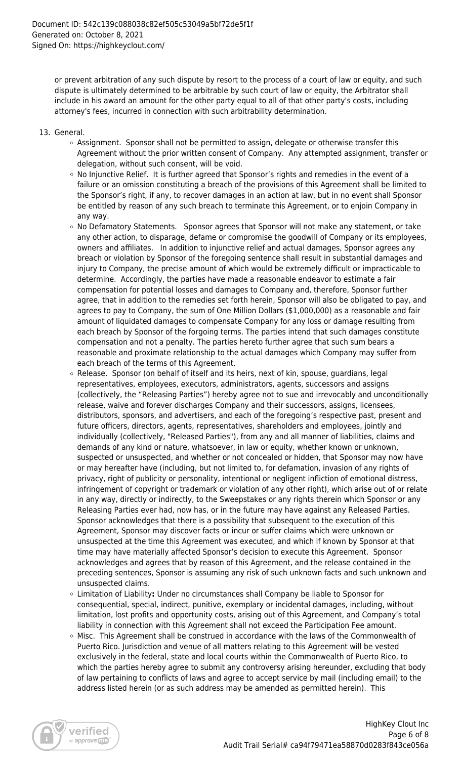or prevent arbitration of any such dispute by resort to the process of a court of law or equity, and such dispute is ultimately determined to be arbitrable by such court of law or equity, the Arbitrator shall include in his award an amount for the other party equal to all of that other party's costs, including attorney's fees, incurred in connection with such arbitrability determination.

13. General.
    - Assignment. Sponsor shall not be permitted to assign, delegate or otherwise transfer this Agreement without the prior written consent of Company. Any attempted assignment, transfer or delegation, without such consent, will be void.
    - No Injunctive Relief. It is further agreed that Sponsor's rights and remedies in the event of a failure or an omission constituting a breach of the provisions of this Agreement shall be limited to the Sponsor's right, if any, to recover damages in an action at law, but in no event shall Sponsor be entitled by reason of any such breach to terminate this Agreement, or to enjoin Company in any way.
    - No Defamatory Statements. Sponsor agrees that Sponsor will not make any statement, or take any other action, to disparage, defame or compromise the goodwill of Company or its employees, owners and affiliates. In addition to injunctive relief and actual damages, Sponsor agrees any breach or violation by Sponsor of the foregoing sentence shall result in substantial damages and injury to Company, the precise amount of which would be extremely difficult or impracticable to determine. Accordingly, the parties have made a reasonable endeavor to estimate a fair compensation for potential losses and damages to Company and, therefore, Sponsor further agree, that in addition to the remedies set forth herein, Sponsor will also be obligated to pay, and agrees to pay to Company, the sum of One Million Dollars ($1,000,000) as a reasonable and fair amount of liquidated damages to compensate Company for any loss or damage resulting from each breach by Sponsor of the forgoing terms. The parties intend that such damages constitute compensation and not a penalty. The parties hereto further agree that such sum bears a reasonable and proximate relationship to the actual damages which Company may suffer from each breach of the terms of this Agreement.
    - Release. Sponsor (on behalf of itself and its heirs, next of kin, spouse, guardians, legal representatives, employees, executors, administrators, agents, successors and assigns (collectively, the "Releasing Parties") hereby agree not to sue and irrevocably and unconditionally release, waive and forever discharges Company and their successors, assigns, licensees, distributors, sponsors, and advertisers, and each of the foregoing's respective past, present and future officers, directors, agents, representatives, shareholders and employees, jointly and individually (collectively, "Released Parties"), from any and all manner of liabilities, claims and demands of any kind or nature, whatsoever, in law or equity, whether known or unknown, suspected or unsuspected, and whether or not concealed or hidden, that Sponsor may now have or may hereafter have (including, but not limited to, for defamation, invasion of any rights of privacy, right of publicity or personality, intentional or negligent infliction of emotional distress, infringement of copyright or trademark or violation of any other right), which arise out of or relate in any way, directly or indirectly, to the Sweepstakes or any rights therein which Sponsor or any Releasing Parties ever had, now has, or in the future may have against any Released Parties. Sponsor acknowledges that there is a possibility that subsequent to the execution of this Agreement, Sponsor may discover facts or incur or suffer claims which were unknown or unsuspected at the time this Agreement was executed, and which if known by Sponsor at that time may have materially affected Sponsor's decision to execute this Agreement. Sponsor acknowledges and agrees that by reason of this Agreement, and the release contained in the preceding sentences, Sponsor is assuming any risk of such unknown facts and such unknown and unsuspected claims.
    - Limitation of Liability**:** Under no circumstances shall Company be liable to Sponsor for consequential, special, indirect, punitive, exemplary or incidental damages, including, without limitation, lost profits and opportunity costs, arising out of this Agreement, and Company's total liability in connection with this Agreement shall not exceed the Participation Fee amount.
    - Misc. This Agreement shall be construed in accordance with the laws of the Commonwealth of Puerto Rico. Jurisdiction and venue of all matters relating to this Agreement will be vested exclusively in the federal, state and local courts within the Commonwealth of Puerto Rico, to which the parties hereby agree to submit any controversy arising hereunder, excluding that body of law pertaining to conflicts of laws and agree to accept service by mail (including email) to the address listed herein (or as such address may be amended as permitted herein). This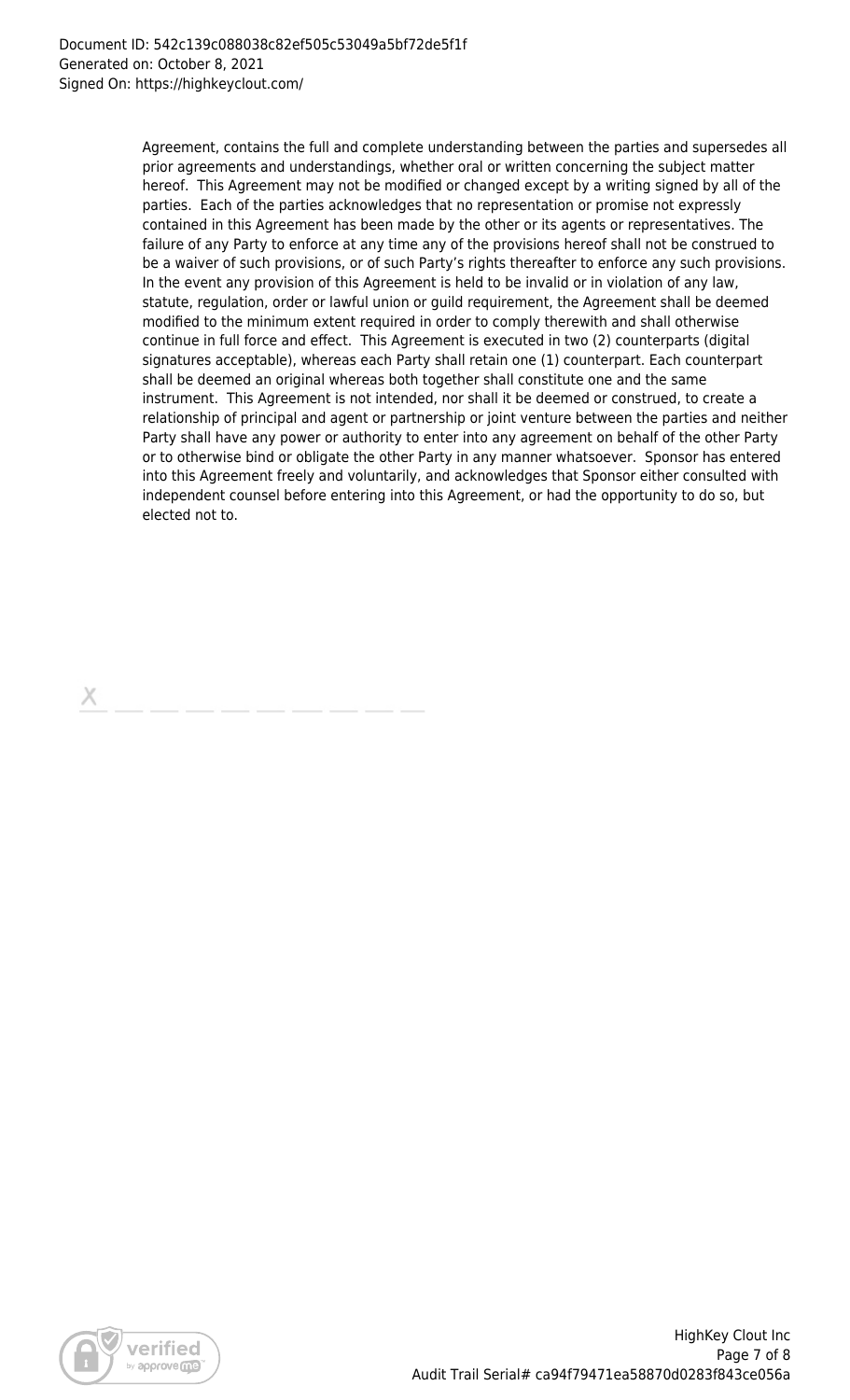Agreement, contains the full and complete understanding between the parties and supersedes all prior agreements and understandings, whether oral or written concerning the subject matter hereof. This Agreement may not be modified or changed except by a writing signed by all of the parties. Each of the parties acknowledges that no representation or promise not expressly contained in this Agreement has been made by the other or its agents or representatives. The failure of any Party to enforce at any time any of the provisions hereof shall not be construed to be a waiver of such provisions, or of such Party's rights thereafter to enforce any such provisions. In the event any provision of this Agreement is held to be invalid or in violation of any law, statute, regulation, order or lawful union or guild requirement, the Agreement shall be deemed modified to the minimum extent required in order to comply therewith and shall otherwise continue in full force and effect. This Agreement is executed in two (2) counterparts (digital signatures acceptable), whereas each Party shall retain one (1) counterpart. Each counterpart shall be deemed an original whereas both together shall constitute one and the same instrument. This Agreement is not intended, nor shall it be deemed or construed, to create a relationship of principal and agent or partnership or joint venture between the parties and neither Party shall have any power or authority to enter into any agreement on behalf of the other Party or to otherwise bind or obligate the other Party in any manner whatsoever. Sponsor has entered into this Agreement freely and voluntarily, and acknowledges that Sponsor either consulted with independent counsel before entering into this Agreement, or had the opportunity to do so, but elected not to.

X \_\_\_\_\_\_\_\_\_\_\_\_\_\_\_\_\_\_\_\_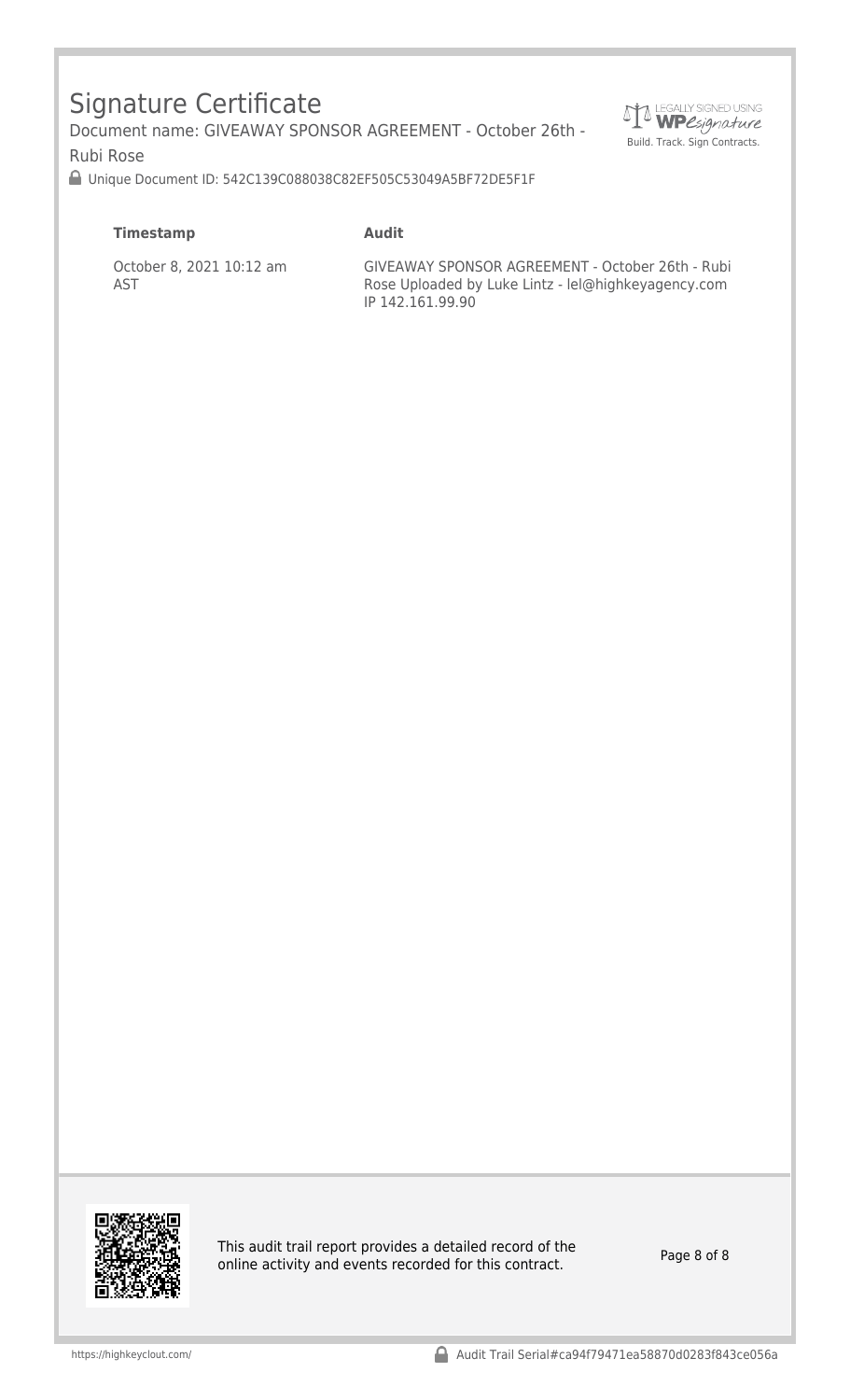# Signature Certificate

Document name: GIVEAWAY SPONSOR AGREEMENT - October 26th - Rubi Rose

Unique Document ID: 542C139C088038C82EF505C53049A5BF72DE5F1F

LEGALLY SIGNED USING WPeSignature
Build. Track. Sign Contracts.

| Timestamp | Audit |
| --- | --- |
| October 8, 2021 10:12 am AST | GIVEAWAY SPONSOR AGREEMENT - October 26th - Rubi Rose Uploaded by Luke Lintz - lel@highkeyagency.com IP 142.161.99.90 |

This audit trail report provides a detailed record of the online activity and events recorded for this contract.

https://highkeyclout.com/

Audit Trail Serial#ca94f79471ea58870d0283f843ce056a